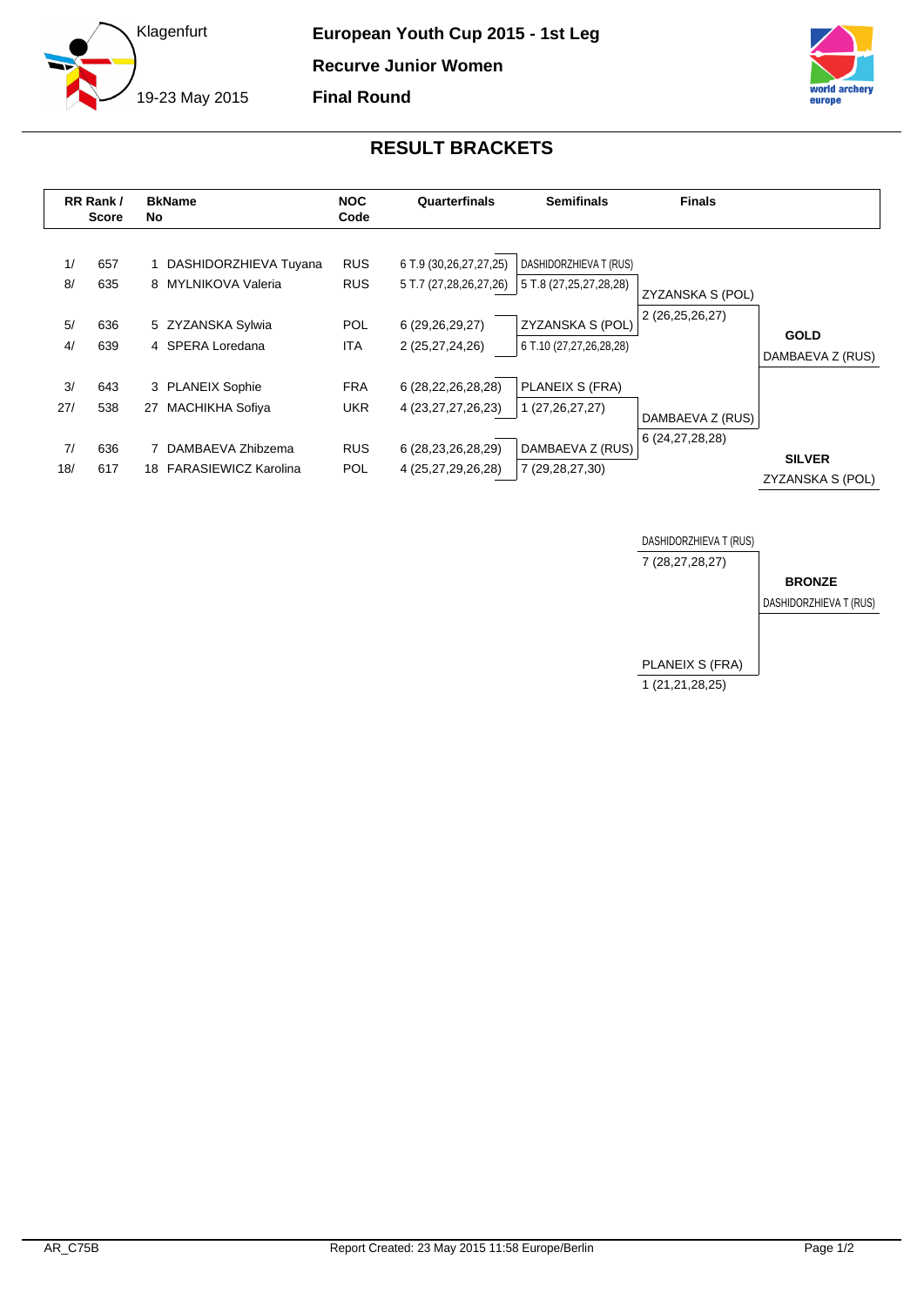Klagenfurt

19-23 May 2015

**European Youth Cup 2015 - 1st Leg**

**Recurve Junior Women**

**Final Round**

## RESULT BRACKETS

| RR Rank / Score | | BkName No | | NOC Code | Quarterfinals | Semifinals | Finals | |
|---|---|---|---|---|---|---|---|---|
| 1/ | 657 | 1 | DASHIDORZHIEVA Tuyana | RUS | 6 T.9 (30,26,27,27,25) | DASHIDORZHIEVA T (RUS) | | |
| 8/ | 635 | 8 | MYLNIKOVA Valeria | RUS | 5 T.7 (27,28,26,27,26) | 5 T.8 (27,25,27,28,28) | ZYZANSKA S (POL) | |
| 5/ | 636 | 5 | ZYZANSKA Sylwia | POL | 6 (29,26,29,27) | ZYZANSKA S (POL) | 2 (26,25,26,27) | **GOLD** |
| 4/ | 639 | 4 | SPERA Loredana | ITA | 2 (25,27,24,26) | 6 T.10 (27,27,26,28,28) | | DAMBAEVA Z (RUS) |
| 3/ | 643 | 3 | PLANEIX Sophie | FRA | 6 (28,22,26,28,28) | PLANEIX S (FRA) | | |
| 27/ | 538 | 27 | MACHIKHA Sofiya | UKR | 4 (23,27,27,26,23) | 1 (27,26,27,27) | DAMBAEVA Z (RUS) | |
| 7/ | 636 | 7 | DAMBAEVA Zhibzema | RUS | 6 (28,23,26,28,29) | DAMBAEVA Z (RUS) | 6 (24,27,28,28) | **SILVER** |
| 18/ | 617 | 18 | FARASIEWICZ Karolina | POL | 4 (25,27,29,26,28) | 7 (29,28,27,30) | | ZYZANSKA S (POL) |

| Bronze Match | | |
|---|---|---|
| DASHIDORZHIEVA T (RUS) | 7 (28,27,28,27) | **BRONZE** |
| PLANEIX S (FRA) | 1 (21,21,28,25) | DASHIDORZHIEVA T (RUS) |

AR_C75B

Report Created: 23 May 2015 11:58 Europe/Berlin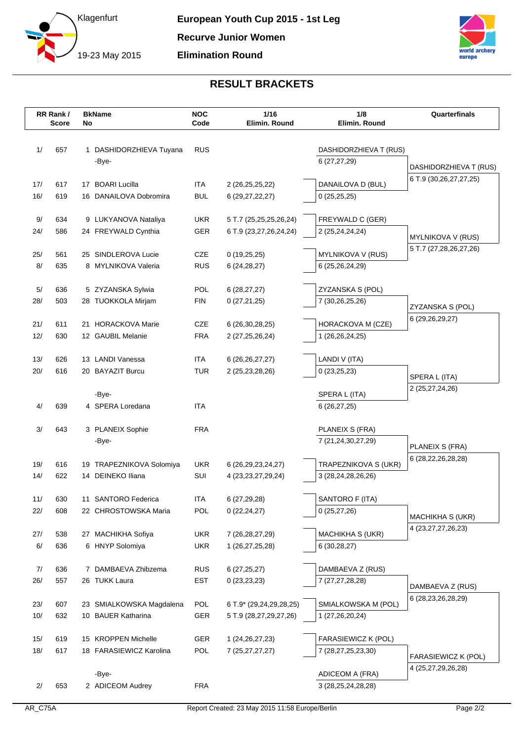Klagenfurt

19-23 May 2015

**European Youth Cup 2015 - 1st Leg**

**Recurve Junior Women**

**Elimination Round**

## RESULT BRACKETS

| RR Rank / Score | | BkNo | Name | NOC Code | 1/16 Elimin. Round | 1/8 Elimin. Round | Quarterfinals |
|---|---|---|---|---|---|---|---|
| 1/ | 657 | 1 | DASHIDORZHIEVA Tuyana | RUS | | DASHIDORZHIEVA T (RUS) | |
| | | | -Bye- | | | 6 (27,27,29) | DASHIDORZHIEVA T (RUS) |
| 17/ | 617 | 17 | BOARI Lucilla | ITA | 2 (26,25,25,22) | DANAILOVA D (BUL) | 6 T.9 (30,26,27,27,25) |
| 16/ | 619 | 16 | DANAILOVA Dobromira | BUL | 6 (29,27,22,27) | 0 (25,25,25) | |
| 9/ | 634 | 9 | LUKYANOVA Nataliya | UKR | 5 T.7 (25,25,25,26,24) | FREYWALD C (GER) | |
| 24/ | 586 | 24 | FREYWALD Cynthia | GER | 6 T.9 (23,27,26,24,24) | 2 (25,24,24,24) | MYLNIKOVA V (RUS) |
| 25/ | 561 | 25 | SINDLEROVA Lucie | CZE | 0 (19,25,25) | MYLNIKOVA V (RUS) | 5 T.7 (27,28,26,27,26) |
| 8/ | 635 | 8 | MYLNIKOVA Valeria | RUS | 6 (24,28,27) | 6 (25,26,24,29) | |
| 5/ | 636 | 5 | ZYZANSKA Sylwia | POL | 6 (28,27,27) | ZYZANSKA S (POL) | |
| 28/ | 503 | 28 | TUOKKOLA Mirjam | FIN | 0 (27,21,25) | 7 (30,26,25,26) | ZYZANSKA S (POL) |
| 21/ | 611 | 21 | HORACKOVA Marie | CZE | 6 (26,30,28,25) | HORACKOVA M (CZE) | 6 (29,26,29,27) |
| 12/ | 630 | 12 | GAUBIL Melanie | FRA | 2 (27,25,26,24) | 1 (26,26,24,25) | |
| 13/ | 626 | 13 | LANDI Vanessa | ITA | 6 (26,26,27,27) | LANDI V (ITA) | |
| 20/ | 616 | 20 | BAYAZIT Burcu | TUR | 2 (25,23,28,26) | 0 (23,25,23) | SPERA L (ITA) |
| | | | -Bye- | | | SPERA L (ITA) | 2 (25,27,24,26) |
| 4/ | 639 | 4 | SPERA Loredana | ITA | | 6 (26,27,25) | |
| 3/ | 643 | 3 | PLANEIX Sophie | FRA | | PLANEIX S (FRA) | |
| | | | -Bye- | | | 7 (21,24,30,27,29) | PLANEIX S (FRA) |
| 19/ | 616 | 19 | TRAPEZNIKOVA Solomiya | UKR | 6 (26,29,23,24,27) | TRAPEZNIKOVA S (UKR) | 6 (28,22,26,28,28) |
| 14/ | 622 | 14 | DEINEKO Iliana | SUI | 4 (23,23,27,29,24) | 3 (28,24,28,26,26) | |
| 11/ | 630 | 11 | SANTORO Federica | ITA | 6 (27,29,28) | SANTORO F (ITA) | |
| 22/ | 608 | 22 | CHROSTOWSKA Maria | POL | 0 (22,24,27) | 0 (25,27,26) | MACHIKHA S (UKR) |
| 27/ | 538 | 27 | MACHIKHA Sofiya | UKR | 7 (26,28,27,29) | MACHIKHA S (UKR) | 4 (23,27,27,26,23) |
| 6/ | 636 | 6 | HNYP Solomiya | UKR | 1 (26,27,25,28) | 6 (30,28,27) | |
| 7/ | 636 | 7 | DAMBAEVA Zhibzema | RUS | 6 (27,25,27) | DAMBAEVA Z (RUS) | |
| 26/ | 557 | 26 | TUKK Laura | EST | 0 (23,23,23) | 7 (27,27,28,28) | DAMBAEVA Z (RUS) |
| 23/ | 607 | 23 | SMIALKOWSKA Magdalena | POL | 6 T.9* (29,24,29,28,25) | SMIALKOWSKA M (POL) | 6 (28,23,26,28,29) |
| 10/ | 632 | 10 | BAUER Katharina | GER | 5 T.9 (28,27,29,27,26) | 1 (27,26,20,24) | |
| 15/ | 619 | 15 | KROPPEN Michelle | GER | 1 (24,26,27,23) | FARASIEWICZ K (POL) | |
| 18/ | 617 | 18 | FARASIEWICZ Karolina | POL | 7 (25,27,27,27) | 7 (28,27,25,23,30) | FARASIEWICZ K (POL) |
| | | | -Bye- | | | ADICEOM A (FRA) | 4 (25,27,29,26,28) |
| 2/ | 653 | 2 | ADICEOM Audrey | FRA | | 3 (28,25,24,28,28) | |

AR_C75A Report Created: 23 May 2015 11:58 Europe/Berlin